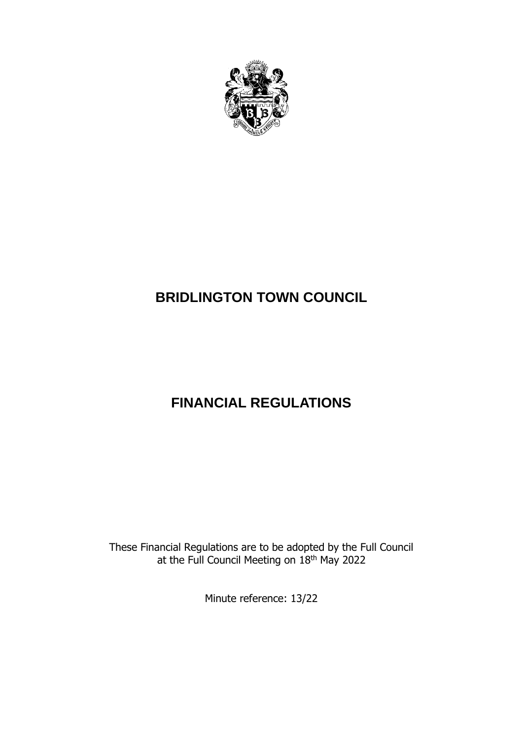# BRIDLINGTON TOWN COUNCIL

# FINANCIAL REGULATIONS

These Financial Regulations are to be adopted by the Full Council at the Full Council Meeting on 18th May 2022

Minute reference: 13/22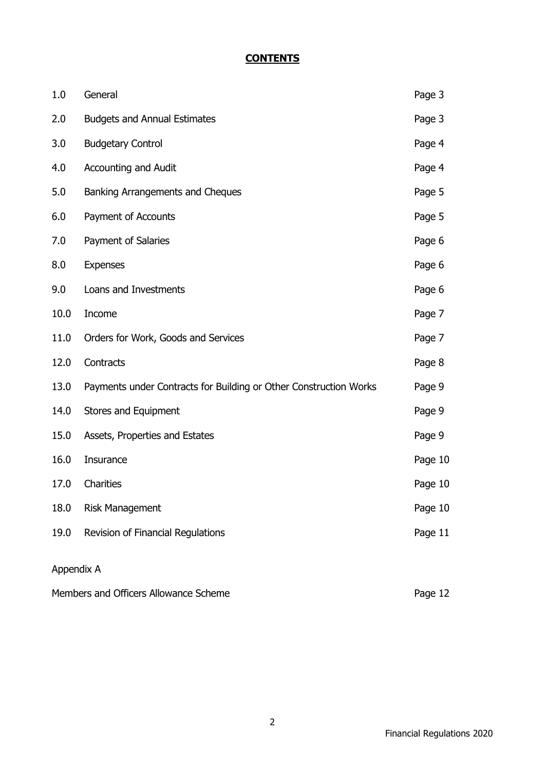# CONTENTS

| | | |
|---|---|---|
| 1.0 | General | Page 3 |
| 2.0 | Budgets and Annual Estimates | Page 3 |
| 3.0 | Budgetary Control | Page 4 |
| 4.0 | Accounting and Audit | Page 4 |
| 5.0 | Banking Arrangements and Cheques | Page 5 |
| 6.0 | Payment of Accounts | Page 5 |
| 7.0 | Payment of Salaries | Page 6 |
| 8.0 | Expenses | Page 6 |
| 9.0 | Loans and Investments | Page 6 |
| 10.0 | Income | Page 7 |
| 11.0 | Orders for Work, Goods and Services | Page 7 |
| 12.0 | Contracts | Page 8 |
| 13.0 | Payments under Contracts for Building or Other Construction Works | Page 9 |
| 14.0 | Stores and Equipment | Page 9 |
| 15.0 | Assets, Properties and Estates | Page 9 |
| 16.0 | Insurance | Page 10 |
| 17.0 | Charities | Page 10 |
| 18.0 | Risk Management | Page 10 |
| 19.0 | Revision of Financial Regulations | Page 11 |

Appendix A

| | |
|---|---|
| Members and Officers Allowance Scheme | Page 12 |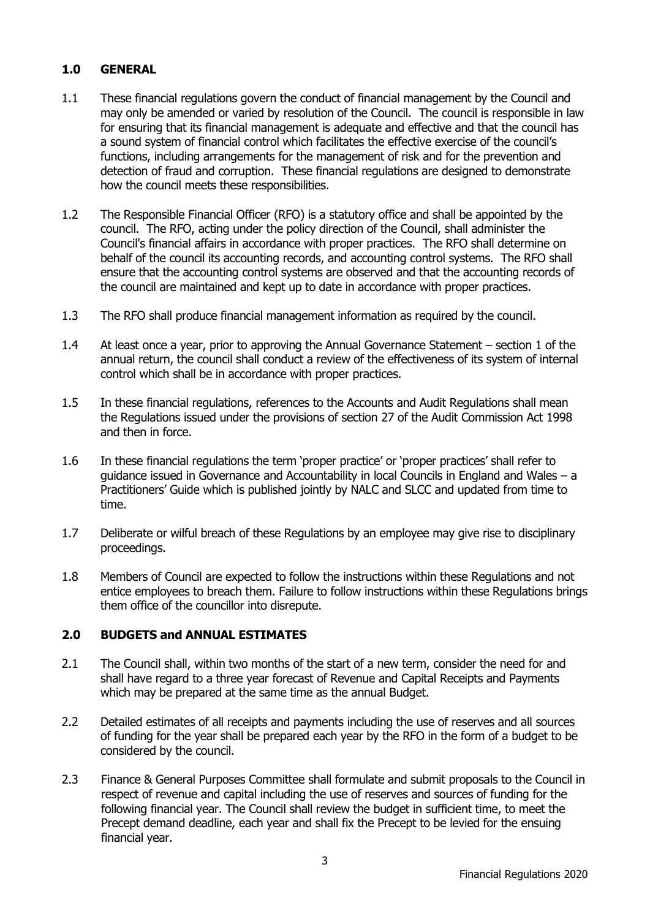## 1.0 GENERAL

1.1 These financial regulations govern the conduct of financial management by the Council and may only be amended or varied by resolution of the Council. The council is responsible in law for ensuring that its financial management is adequate and effective and that the council has a sound system of financial control which facilitates the effective exercise of the council's functions, including arrangements for the management of risk and for the prevention and detection of fraud and corruption. These financial regulations are designed to demonstrate how the council meets these responsibilities.

1.2 The Responsible Financial Officer (RFO) is a statutory office and shall be appointed by the council. The RFO, acting under the policy direction of the Council, shall administer the Council's financial affairs in accordance with proper practices. The RFO shall determine on behalf of the council its accounting records, and accounting control systems. The RFO shall ensure that the accounting control systems are observed and that the accounting records of the council are maintained and kept up to date in accordance with proper practices.

1.3 The RFO shall produce financial management information as required by the council.

1.4 At least once a year, prior to approving the Annual Governance Statement – section 1 of the annual return, the council shall conduct a review of the effectiveness of its system of internal control which shall be in accordance with proper practices.

1.5 In these financial regulations, references to the Accounts and Audit Regulations shall mean the Regulations issued under the provisions of section 27 of the Audit Commission Act 1998 and then in force.

1.6 In these financial regulations the term 'proper practice' or 'proper practices' shall refer to guidance issued in Governance and Accountability in local Councils in England and Wales – a Practitioners' Guide which is published jointly by NALC and SLCC and updated from time to time.

1.7 Deliberate or wilful breach of these Regulations by an employee may give rise to disciplinary proceedings.

1.8 Members of Council are expected to follow the instructions within these Regulations and not entice employees to breach them. Failure to follow instructions within these Regulations brings them office of the councillor into disrepute.

## 2.0 BUDGETS and ANNUAL ESTIMATES

2.1 The Council shall, within two months of the start of a new term, consider the need for and shall have regard to a three year forecast of Revenue and Capital Receipts and Payments which may be prepared at the same time as the annual Budget.

2.2 Detailed estimates of all receipts and payments including the use of reserves and all sources of funding for the year shall be prepared each year by the RFO in the form of a budget to be considered by the council.

2.3 Finance & General Purposes Committee shall formulate and submit proposals to the Council in respect of revenue and capital including the use of reserves and sources of funding for the following financial year. The Council shall review the budget in sufficient time, to meet the Precept demand deadline, each year and shall fix the Precept to be levied for the ensuing financial year.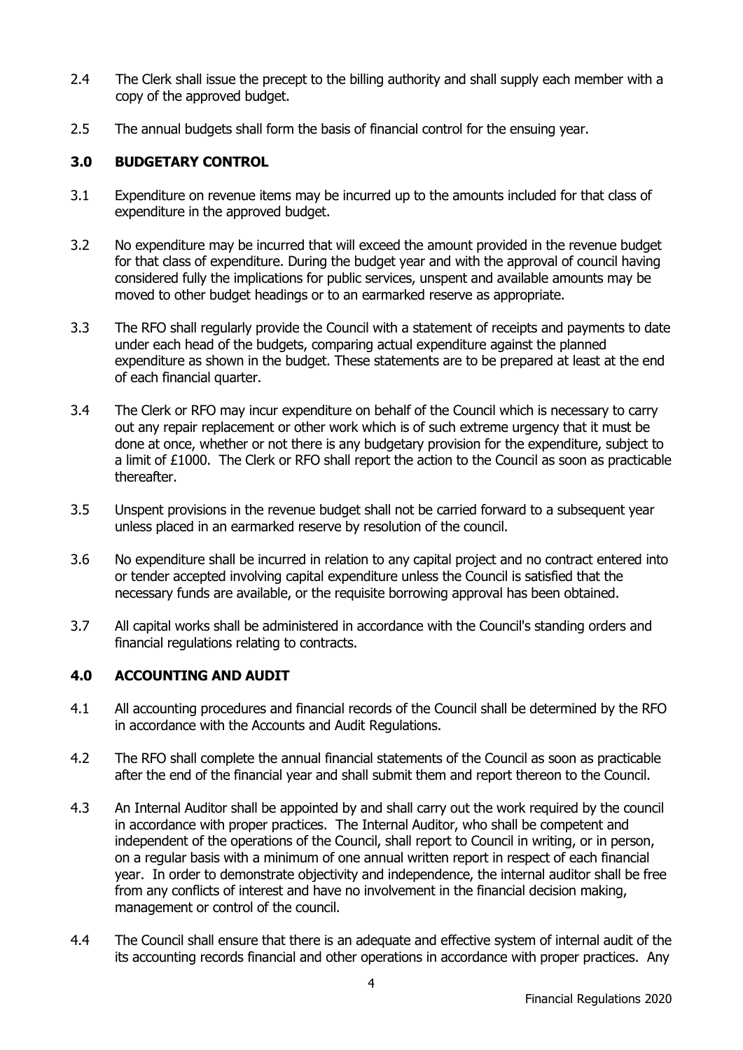2.4 The Clerk shall issue the precept to the billing authority and shall supply each member with a copy of the approved budget.

2.5 The annual budgets shall form the basis of financial control for the ensuing year.

## 3.0 BUDGETARY CONTROL

3.1 Expenditure on revenue items may be incurred up to the amounts included for that class of expenditure in the approved budget.

3.2 No expenditure may be incurred that will exceed the amount provided in the revenue budget for that class of expenditure. During the budget year and with the approval of council having considered fully the implications for public services, unspent and available amounts may be moved to other budget headings or to an earmarked reserve as appropriate.

3.3 The RFO shall regularly provide the Council with a statement of receipts and payments to date under each head of the budgets, comparing actual expenditure against the planned expenditure as shown in the budget. These statements are to be prepared at least at the end of each financial quarter.

3.4 The Clerk or RFO may incur expenditure on behalf of the Council which is necessary to carry out any repair replacement or other work which is of such extreme urgency that it must be done at once, whether or not there is any budgetary provision for the expenditure, subject to a limit of £1000. The Clerk or RFO shall report the action to the Council as soon as practicable thereafter.

3.5 Unspent provisions in the revenue budget shall not be carried forward to a subsequent year unless placed in an earmarked reserve by resolution of the council.

3.6 No expenditure shall be incurred in relation to any capital project and no contract entered into or tender accepted involving capital expenditure unless the Council is satisfied that the necessary funds are available, or the requisite borrowing approval has been obtained.

3.7 All capital works shall be administered in accordance with the Council's standing orders and financial regulations relating to contracts.

## 4.0 ACCOUNTING AND AUDIT

4.1 All accounting procedures and financial records of the Council shall be determined by the RFO in accordance with the Accounts and Audit Regulations.

4.2 The RFO shall complete the annual financial statements of the Council as soon as practicable after the end of the financial year and shall submit them and report thereon to the Council.

4.3 An Internal Auditor shall be appointed by and shall carry out the work required by the council in accordance with proper practices. The Internal Auditor, who shall be competent and independent of the operations of the Council, shall report to Council in writing, or in person, on a regular basis with a minimum of one annual written report in respect of each financial year. In order to demonstrate objectivity and independence, the internal auditor shall be free from any conflicts of interest and have no involvement in the financial decision making, management or control of the council.

4.4 The Council shall ensure that there is an adequate and effective system of internal audit of the its accounting records financial and other operations in accordance with proper practices. Any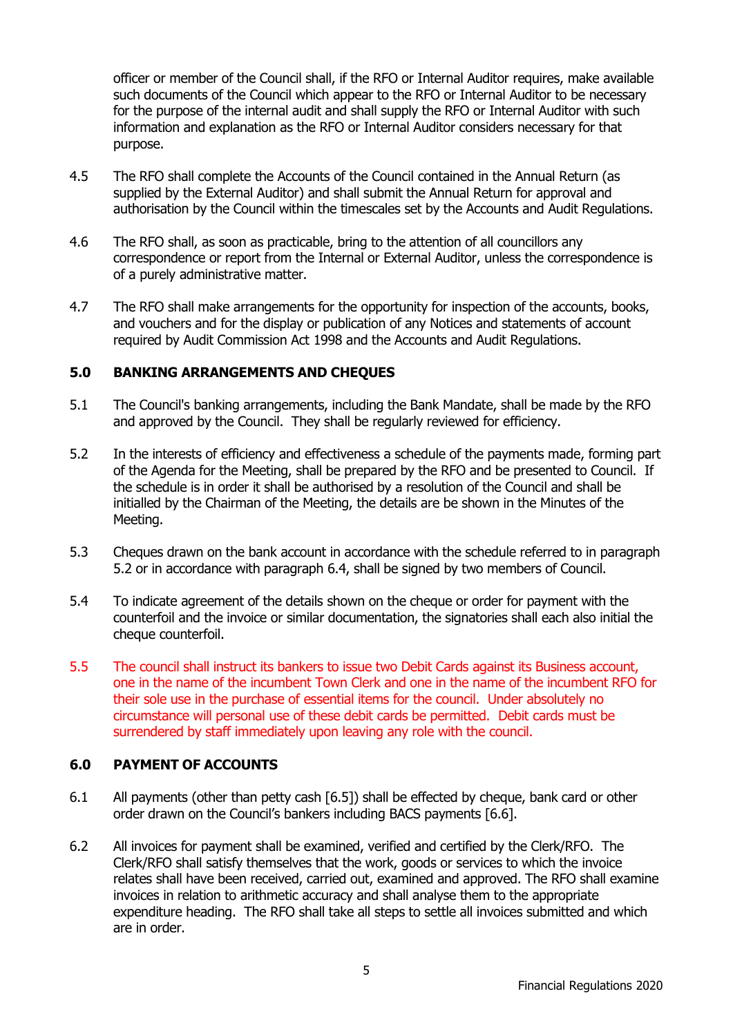officer or member of the Council shall, if the RFO or Internal Auditor requires, make available such documents of the Council which appear to the RFO or Internal Auditor to be necessary for the purpose of the internal audit and shall supply the RFO or Internal Auditor with such information and explanation as the RFO or Internal Auditor considers necessary for that purpose.

4.5 The RFO shall complete the Accounts of the Council contained in the Annual Return (as supplied by the External Auditor) and shall submit the Annual Return for approval and authorisation by the Council within the timescales set by the Accounts and Audit Regulations.

4.6 The RFO shall, as soon as practicable, bring to the attention of all councillors any correspondence or report from the Internal or External Auditor, unless the correspondence is of a purely administrative matter.

4.7 The RFO shall make arrangements for the opportunity for inspection of the accounts, books, and vouchers and for the display or publication of any Notices and statements of account required by Audit Commission Act 1998 and the Accounts and Audit Regulations.

## 5.0 BANKING ARRANGEMENTS AND CHEQUES

5.1 The Council's banking arrangements, including the Bank Mandate, shall be made by the RFO and approved by the Council. They shall be regularly reviewed for efficiency.

5.2 In the interests of efficiency and effectiveness a schedule of the payments made, forming part of the Agenda for the Meeting, shall be prepared by the RFO and be presented to Council. If the schedule is in order it shall be authorised by a resolution of the Council and shall be initialled by the Chairman of the Meeting, the details are be shown in the Minutes of the Meeting.

5.3 Cheques drawn on the bank account in accordance with the schedule referred to in paragraph 5.2 or in accordance with paragraph 6.4, shall be signed by two members of Council.

5.4 To indicate agreement of the details shown on the cheque or order for payment with the counterfoil and the invoice or similar documentation, the signatories shall each also initial the cheque counterfoil.

5.5 The council shall instruct its bankers to issue two Debit Cards against its Business account, one in the name of the incumbent Town Clerk and one in the name of the incumbent RFO for their sole use in the purchase of essential items for the council. Under absolutely no circumstance will personal use of these debit cards be permitted. Debit cards must be surrendered by staff immediately upon leaving any role with the council.

## 6.0 PAYMENT OF ACCOUNTS

6.1 All payments (other than petty cash [6.5]) shall be effected by cheque, bank card or other order drawn on the Council's bankers including BACS payments [6.6].

6.2 All invoices for payment shall be examined, verified and certified by the Clerk/RFO. The Clerk/RFO shall satisfy themselves that the work, goods or services to which the invoice relates shall have been received, carried out, examined and approved. The RFO shall examine invoices in relation to arithmetic accuracy and shall analyse them to the appropriate expenditure heading. The RFO shall take all steps to settle all invoices submitted and which are in order.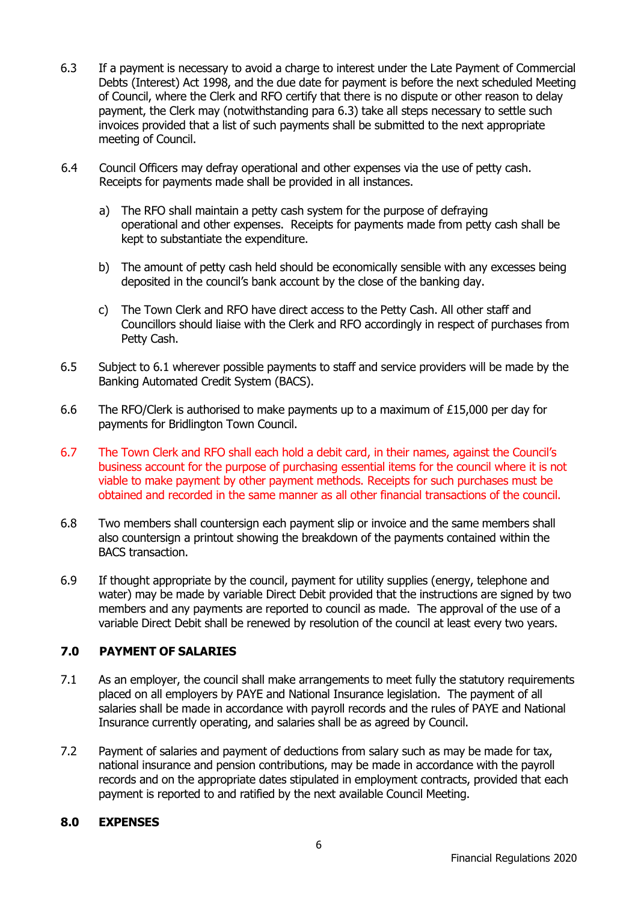6.3 If a payment is necessary to avoid a charge to interest under the Late Payment of Commercial Debts (Interest) Act 1998, and the due date for payment is before the next scheduled Meeting of Council, where the Clerk and RFO certify that there is no dispute or other reason to delay payment, the Clerk may (notwithstanding para 6.3) take all steps necessary to settle such invoices provided that a list of such payments shall be submitted to the next appropriate meeting of Council.

6.4 Council Officers may defray operational and other expenses via the use of petty cash. Receipts for payments made shall be provided in all instances.

a) The RFO shall maintain a petty cash system for the purpose of defraying operational and other expenses. Receipts for payments made from petty cash shall be kept to substantiate the expenditure.

b) The amount of petty cash held should be economically sensible with any excesses being deposited in the council's bank account by the close of the banking day.

c) The Town Clerk and RFO have direct access to the Petty Cash. All other staff and Councillors should liaise with the Clerk and RFO accordingly in respect of purchases from Petty Cash.

6.5 Subject to 6.1 wherever possible payments to staff and service providers will be made by the Banking Automated Credit System (BACS).

6.6 The RFO/Clerk is authorised to make payments up to a maximum of £15,000 per day for payments for Bridlington Town Council.

6.7 The Town Clerk and RFO shall each hold a debit card, in their names, against the Council's business account for the purpose of purchasing essential items for the council where it is not viable to make payment by other payment methods. Receipts for such purchases must be obtained and recorded in the same manner as all other financial transactions of the council.

6.8 Two members shall countersign each payment slip or invoice and the same members shall also countersign a printout showing the breakdown of the payments contained within the BACS transaction.

6.9 If thought appropriate by the council, payment for utility supplies (energy, telephone and water) may be made by variable Direct Debit provided that the instructions are signed by two members and any payments are reported to council as made. The approval of the use of a variable Direct Debit shall be renewed by resolution of the council at least every two years.

## 7.0 PAYMENT OF SALARIES

7.1 As an employer, the council shall make arrangements to meet fully the statutory requirements placed on all employers by PAYE and National Insurance legislation. The payment of all salaries shall be made in accordance with payroll records and the rules of PAYE and National Insurance currently operating, and salaries shall be as agreed by Council.

7.2 Payment of salaries and payment of deductions from salary such as may be made for tax, national insurance and pension contributions, may be made in accordance with the payroll records and on the appropriate dates stipulated in employment contracts, provided that each payment is reported to and ratified by the next available Council Meeting.

## 8.0 EXPENSES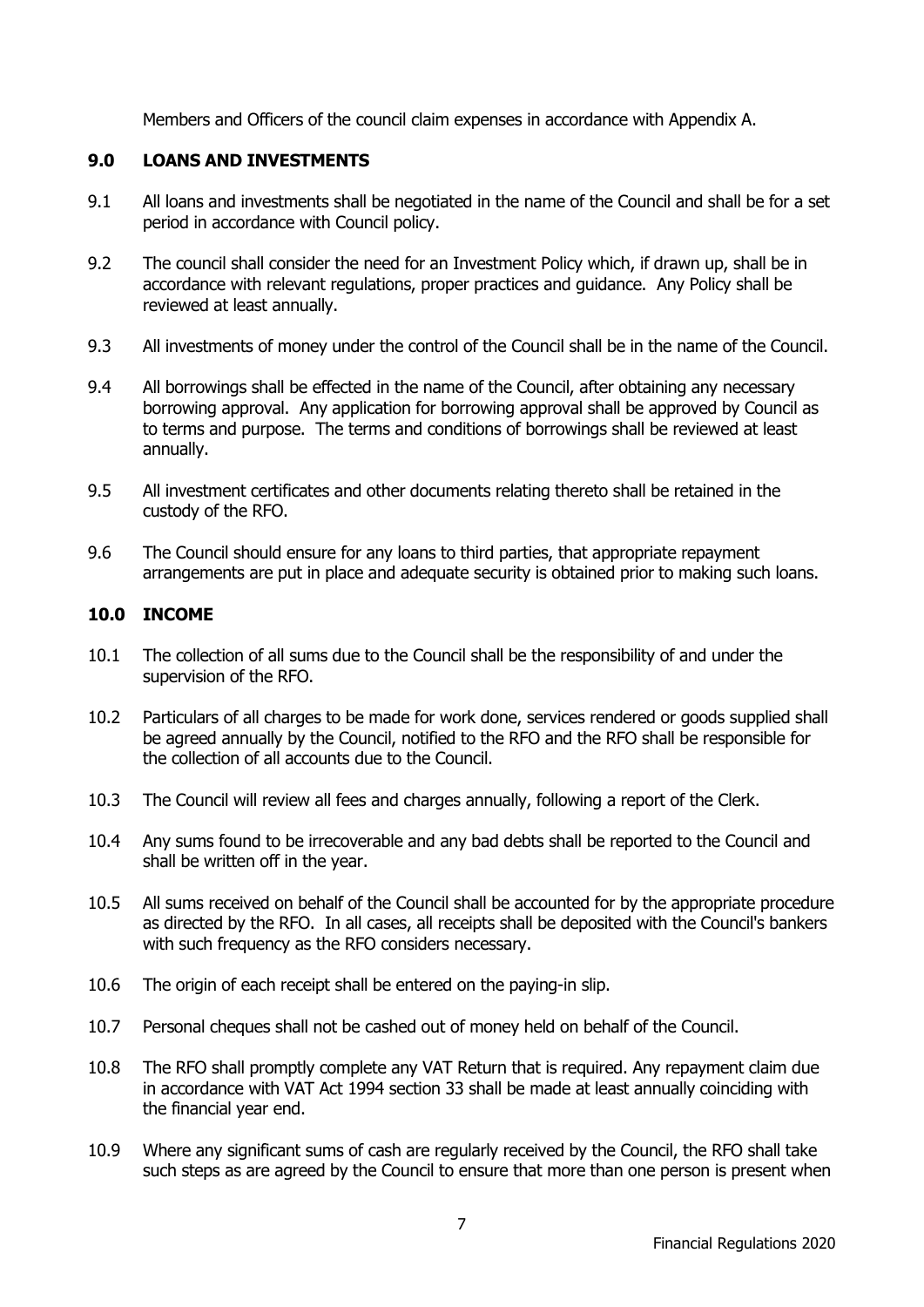Members and Officers of the council claim expenses in accordance with Appendix A.

## 9.0 LOANS AND INVESTMENTS

9.1 All loans and investments shall be negotiated in the name of the Council and shall be for a set period in accordance with Council policy.

9.2 The council shall consider the need for an Investment Policy which, if drawn up, shall be in accordance with relevant regulations, proper practices and guidance. Any Policy shall be reviewed at least annually.

9.3 All investments of money under the control of the Council shall be in the name of the Council.

9.4 All borrowings shall be effected in the name of the Council, after obtaining any necessary borrowing approval. Any application for borrowing approval shall be approved by Council as to terms and purpose. The terms and conditions of borrowings shall be reviewed at least annually.

9.5 All investment certificates and other documents relating thereto shall be retained in the custody of the RFO.

9.6 The Council should ensure for any loans to third parties, that appropriate repayment arrangements are put in place and adequate security is obtained prior to making such loans.

## 10.0 INCOME

10.1 The collection of all sums due to the Council shall be the responsibility of and under the supervision of the RFO.

10.2 Particulars of all charges to be made for work done, services rendered or goods supplied shall be agreed annually by the Council, notified to the RFO and the RFO shall be responsible for the collection of all accounts due to the Council.

10.3 The Council will review all fees and charges annually, following a report of the Clerk.

10.4 Any sums found to be irrecoverable and any bad debts shall be reported to the Council and shall be written off in the year.

10.5 All sums received on behalf of the Council shall be accounted for by the appropriate procedure as directed by the RFO. In all cases, all receipts shall be deposited with the Council's bankers with such frequency as the RFO considers necessary.

10.6 The origin of each receipt shall be entered on the paying-in slip.

10.7 Personal cheques shall not be cashed out of money held on behalf of the Council.

10.8 The RFO shall promptly complete any VAT Return that is required. Any repayment claim due in accordance with VAT Act 1994 section 33 shall be made at least annually coinciding with the financial year end.

10.9 Where any significant sums of cash are regularly received by the Council, the RFO shall take such steps as are agreed by the Council to ensure that more than one person is present when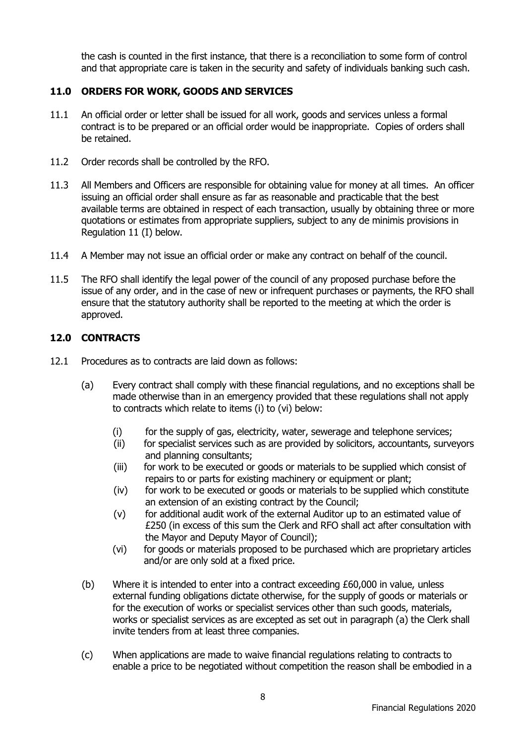the cash is counted in the first instance, that there is a reconciliation to some form of control and that appropriate care is taken in the security and safety of individuals banking such cash.

## 11.0 ORDERS FOR WORK, GOODS AND SERVICES

11.1 An official order or letter shall be issued for all work, goods and services unless a formal contract is to be prepared or an official order would be inappropriate. Copies of orders shall be retained.

11.2 Order records shall be controlled by the RFO.

11.3 All Members and Officers are responsible for obtaining value for money at all times. An officer issuing an official order shall ensure as far as reasonable and practicable that the best available terms are obtained in respect of each transaction, usually by obtaining three or more quotations or estimates from appropriate suppliers, subject to any de minimis provisions in Regulation 11 (I) below.

11.4 A Member may not issue an official order or make any contract on behalf of the council.

11.5 The RFO shall identify the legal power of the council of any proposed purchase before the issue of any order, and in the case of new or infrequent purchases or payments, the RFO shall ensure that the statutory authority shall be reported to the meeting at which the order is approved.

## 12.0 CONTRACTS

12.1 Procedures as to contracts are laid down as follows:

(a) Every contract shall comply with these financial regulations, and no exceptions shall be made otherwise than in an emergency provided that these regulations shall not apply to contracts which relate to items (i) to (vi) below:

(i) for the supply of gas, electricity, water, sewerage and telephone services;
(ii) for specialist services such as are provided by solicitors, accountants, surveyors and planning consultants;
(iii) for work to be executed or goods or materials to be supplied which consist of repairs to or parts for existing machinery or equipment or plant;
(iv) for work to be executed or goods or materials to be supplied which constitute an extension of an existing contract by the Council;
(v) for additional audit work of the external Auditor up to an estimated value of £250 (in excess of this sum the Clerk and RFO shall act after consultation with the Mayor and Deputy Mayor of Council);
(vi) for goods or materials proposed to be purchased which are proprietary articles and/or are only sold at a fixed price.

(b) Where it is intended to enter into a contract exceeding £60,000 in value, unless external funding obligations dictate otherwise, for the supply of goods or materials or for the execution of works or specialist services other than such goods, materials, works or specialist services as are excepted as set out in paragraph (a) the Clerk shall invite tenders from at least three companies.

(c) When applications are made to waive financial regulations relating to contracts to enable a price to be negotiated without competition the reason shall be embodied in a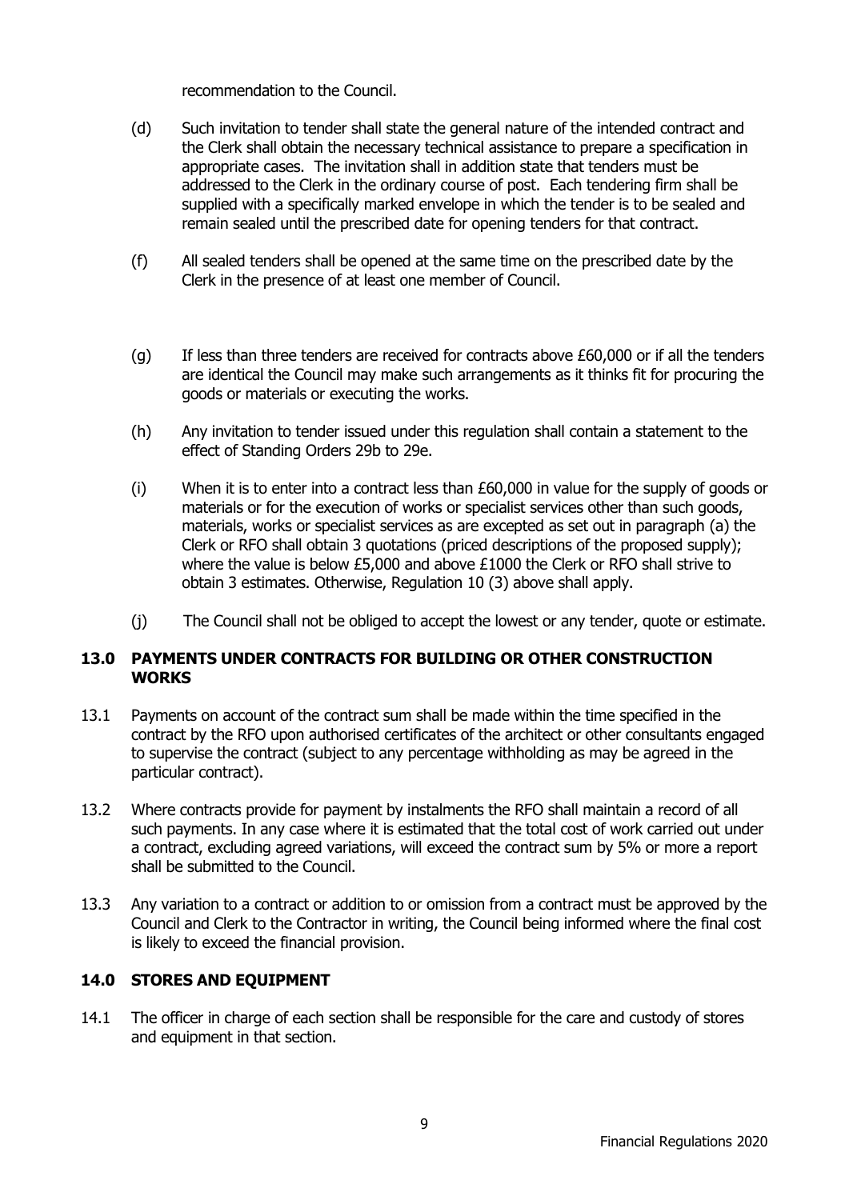recommendation to the Council.

(d) Such invitation to tender shall state the general nature of the intended contract and the Clerk shall obtain the necessary technical assistance to prepare a specification in appropriate cases. The invitation shall in addition state that tenders must be addressed to the Clerk in the ordinary course of post. Each tendering firm shall be supplied with a specifically marked envelope in which the tender is to be sealed and remain sealed until the prescribed date for opening tenders for that contract.

(f) All sealed tenders shall be opened at the same time on the prescribed date by the Clerk in the presence of at least one member of Council.

(g) If less than three tenders are received for contracts above £60,000 or if all the tenders are identical the Council may make such arrangements as it thinks fit for procuring the goods or materials or executing the works.

(h) Any invitation to tender issued under this regulation shall contain a statement to the effect of Standing Orders 29b to 29e.

(i) When it is to enter into a contract less than £60,000 in value for the supply of goods or materials or for the execution of works or specialist services other than such goods, materials, works or specialist services as are excepted as set out in paragraph (a) the Clerk or RFO shall obtain 3 quotations (priced descriptions of the proposed supply); where the value is below £5,000 and above £1000 the Clerk or RFO shall strive to obtain 3 estimates. Otherwise, Regulation 10 (3) above shall apply.

(j) The Council shall not be obliged to accept the lowest or any tender, quote or estimate.

## 13.0 PAYMENTS UNDER CONTRACTS FOR BUILDING OR OTHER CONSTRUCTION WORKS

13.1 Payments on account of the contract sum shall be made within the time specified in the contract by the RFO upon authorised certificates of the architect or other consultants engaged to supervise the contract (subject to any percentage withholding as may be agreed in the particular contract).

13.2 Where contracts provide for payment by instalments the RFO shall maintain a record of all such payments. In any case where it is estimated that the total cost of work carried out under a contract, excluding agreed variations, will exceed the contract sum by 5% or more a report shall be submitted to the Council.

13.3 Any variation to a contract or addition to or omission from a contract must be approved by the Council and Clerk to the Contractor in writing, the Council being informed where the final cost is likely to exceed the financial provision.

## 14.0 STORES AND EQUIPMENT

14.1 The officer in charge of each section shall be responsible for the care and custody of stores and equipment in that section.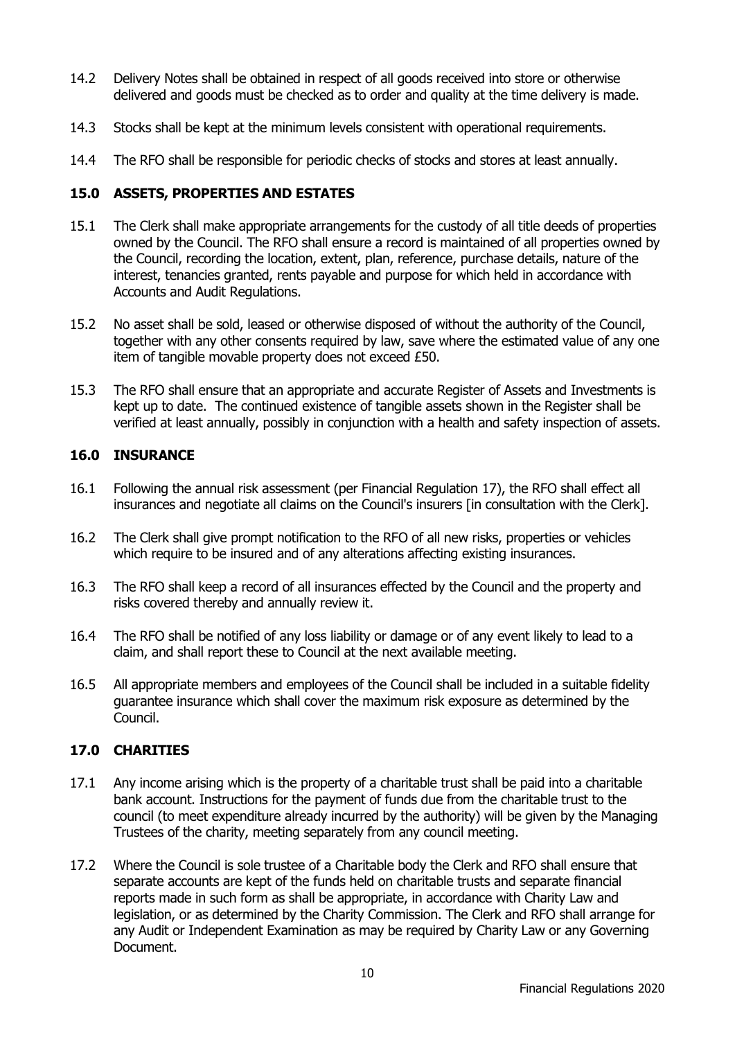14.2 Delivery Notes shall be obtained in respect of all goods received into store or otherwise delivered and goods must be checked as to order and quality at the time delivery is made.

14.3 Stocks shall be kept at the minimum levels consistent with operational requirements.

14.4 The RFO shall be responsible for periodic checks of stocks and stores at least annually.

## 15.0 ASSETS, PROPERTIES AND ESTATES

15.1 The Clerk shall make appropriate arrangements for the custody of all title deeds of properties owned by the Council. The RFO shall ensure a record is maintained of all properties owned by the Council, recording the location, extent, plan, reference, purchase details, nature of the interest, tenancies granted, rents payable and purpose for which held in accordance with Accounts and Audit Regulations.

15.2 No asset shall be sold, leased or otherwise disposed of without the authority of the Council, together with any other consents required by law, save where the estimated value of any one item of tangible movable property does not exceed £50.

15.3 The RFO shall ensure that an appropriate and accurate Register of Assets and Investments is kept up to date. The continued existence of tangible assets shown in the Register shall be verified at least annually, possibly in conjunction with a health and safety inspection of assets.

## 16.0 INSURANCE

16.1 Following the annual risk assessment (per Financial Regulation 17), the RFO shall effect all insurances and negotiate all claims on the Council's insurers [in consultation with the Clerk].

16.2 The Clerk shall give prompt notification to the RFO of all new risks, properties or vehicles which require to be insured and of any alterations affecting existing insurances.

16.3 The RFO shall keep a record of all insurances effected by the Council and the property and risks covered thereby and annually review it.

16.4 The RFO shall be notified of any loss liability or damage or of any event likely to lead to a claim, and shall report these to Council at the next available meeting.

16.5 All appropriate members and employees of the Council shall be included in a suitable fidelity guarantee insurance which shall cover the maximum risk exposure as determined by the Council.

## 17.0 CHARITIES

17.1 Any income arising which is the property of a charitable trust shall be paid into a charitable bank account. Instructions for the payment of funds due from the charitable trust to the council (to meet expenditure already incurred by the authority) will be given by the Managing Trustees of the charity, meeting separately from any council meeting.

17.2 Where the Council is sole trustee of a Charitable body the Clerk and RFO shall ensure that separate accounts are kept of the funds held on charitable trusts and separate financial reports made in such form as shall be appropriate, in accordance with Charity Law and legislation, or as determined by the Charity Commission. The Clerk and RFO shall arrange for any Audit or Independent Examination as may be required by Charity Law or any Governing Document.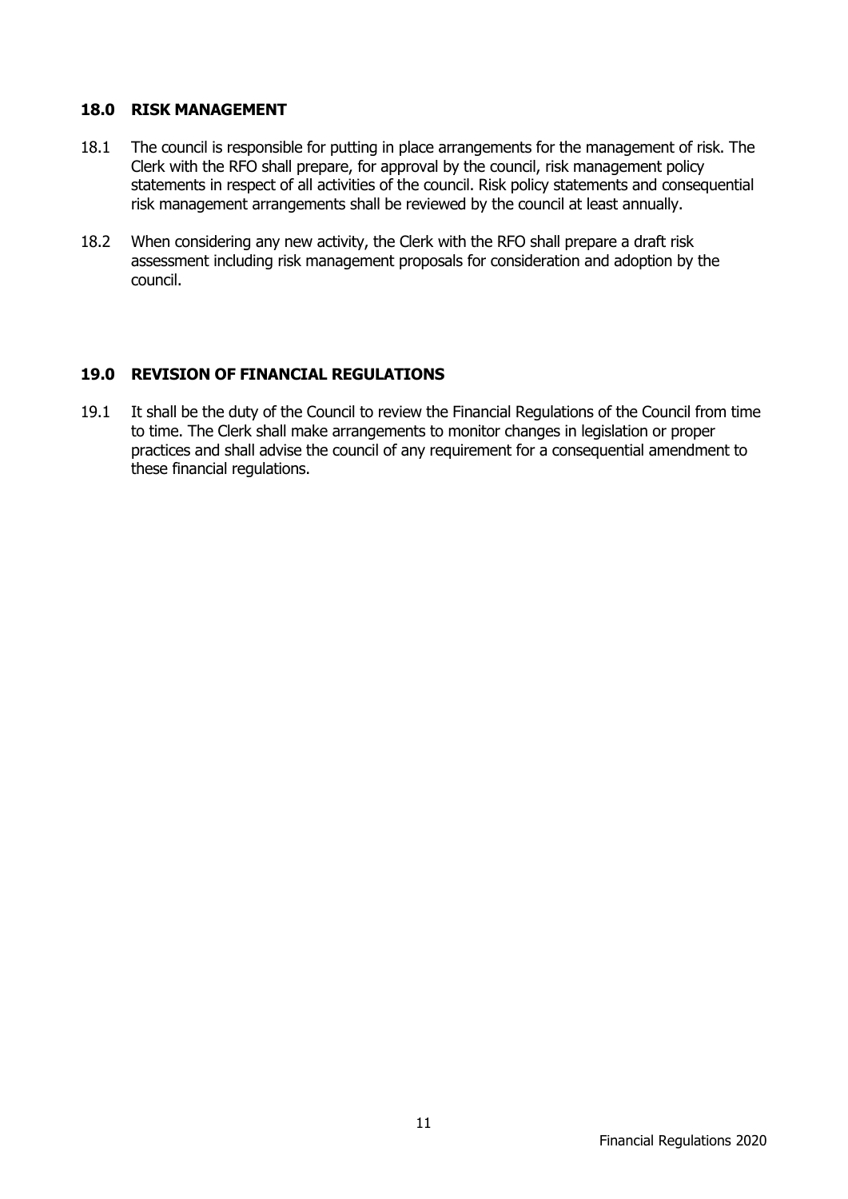## 18.0 RISK MANAGEMENT

18.1 The council is responsible for putting in place arrangements for the management of risk. The Clerk with the RFO shall prepare, for approval by the council, risk management policy statements in respect of all activities of the council. Risk policy statements and consequential risk management arrangements shall be reviewed by the council at least annually.

18.2 When considering any new activity, the Clerk with the RFO shall prepare a draft risk assessment including risk management proposals for consideration and adoption by the council.

## 19.0 REVISION OF FINANCIAL REGULATIONS

19.1 It shall be the duty of the Council to review the Financial Regulations of the Council from time to time. The Clerk shall make arrangements to monitor changes in legislation or proper practices and shall advise the council of any requirement for a consequential amendment to these financial regulations.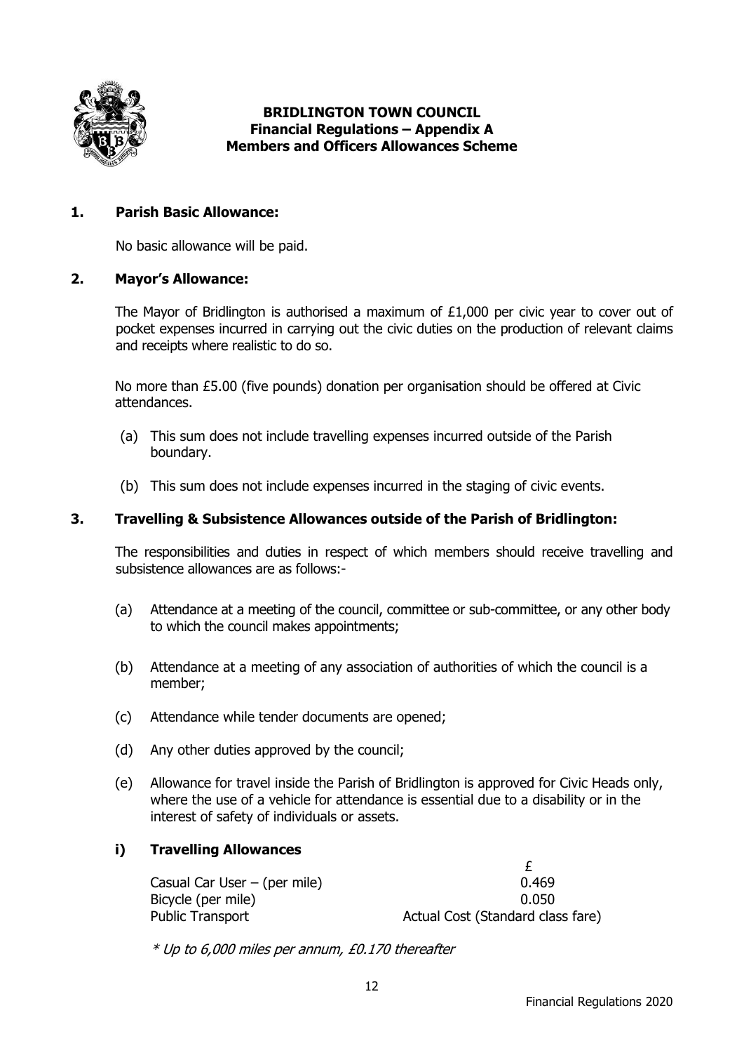**BRIDLINGTON TOWN COUNCIL**
**Financial Regulations – Appendix A**
**Members and Officers Allowances Scheme**

## 1. Parish Basic Allowance:

No basic allowance will be paid.

## 2. Mayor's Allowance:

The Mayor of Bridlington is authorised a maximum of £1,000 per civic year to cover out of pocket expenses incurred in carrying out the civic duties on the production of relevant claims and receipts where realistic to do so.

No more than £5.00 (five pounds) donation per organisation should be offered at Civic attendances.

(a) This sum does not include travelling expenses incurred outside of the Parish boundary.

(b) This sum does not include expenses incurred in the staging of civic events.

## 3. Travelling & Subsistence Allowances outside of the Parish of Bridlington:

The responsibilities and duties in respect of which members should receive travelling and subsistence allowances are as follows:-

(a) Attendance at a meeting of the council, committee or sub-committee, or any other body to which the council makes appointments;

(b) Attendance at a meeting of any association of authorities of which the council is a member;

(c) Attendance while tender documents are opened;

(d) Any other duties approved by the council;

(e) Allowance for travel inside the Parish of Bridlington is approved for Civic Heads only, where the use of a vehicle for attendance is essential due to a disability or in the interest of safety of individuals or assets.

### i) Travelling Allowances

| | £ |
|---|---|
| Casual Car User – (per mile) | 0.469 |
| Bicycle (per mile) | 0.050 |
| Public Transport | Actual Cost (Standard class fare) |

*\* Up to 6,000 miles per annum, £0.170 thereafter*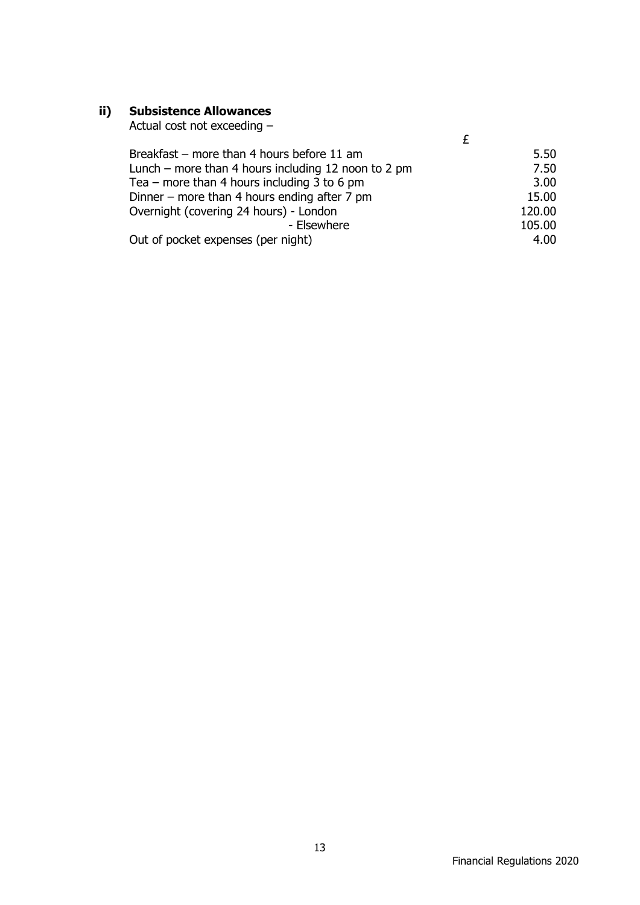### ii) Subsistence Allowances

Actual cost not exceeding –

| | £ |
|---|---|
| Breakfast – more than 4 hours before 11 am | 5.50 |
| Lunch – more than 4 hours including 12 noon to 2 pm | 7.50 |
| Tea – more than 4 hours including 3 to 6 pm | 3.00 |
| Dinner – more than 4 hours ending after 7 pm | 15.00 |
| Overnight (covering 24 hours) - London | 120.00 |
| - Elsewhere | 105.00 |
| Out of pocket expenses (per night) | 4.00 |